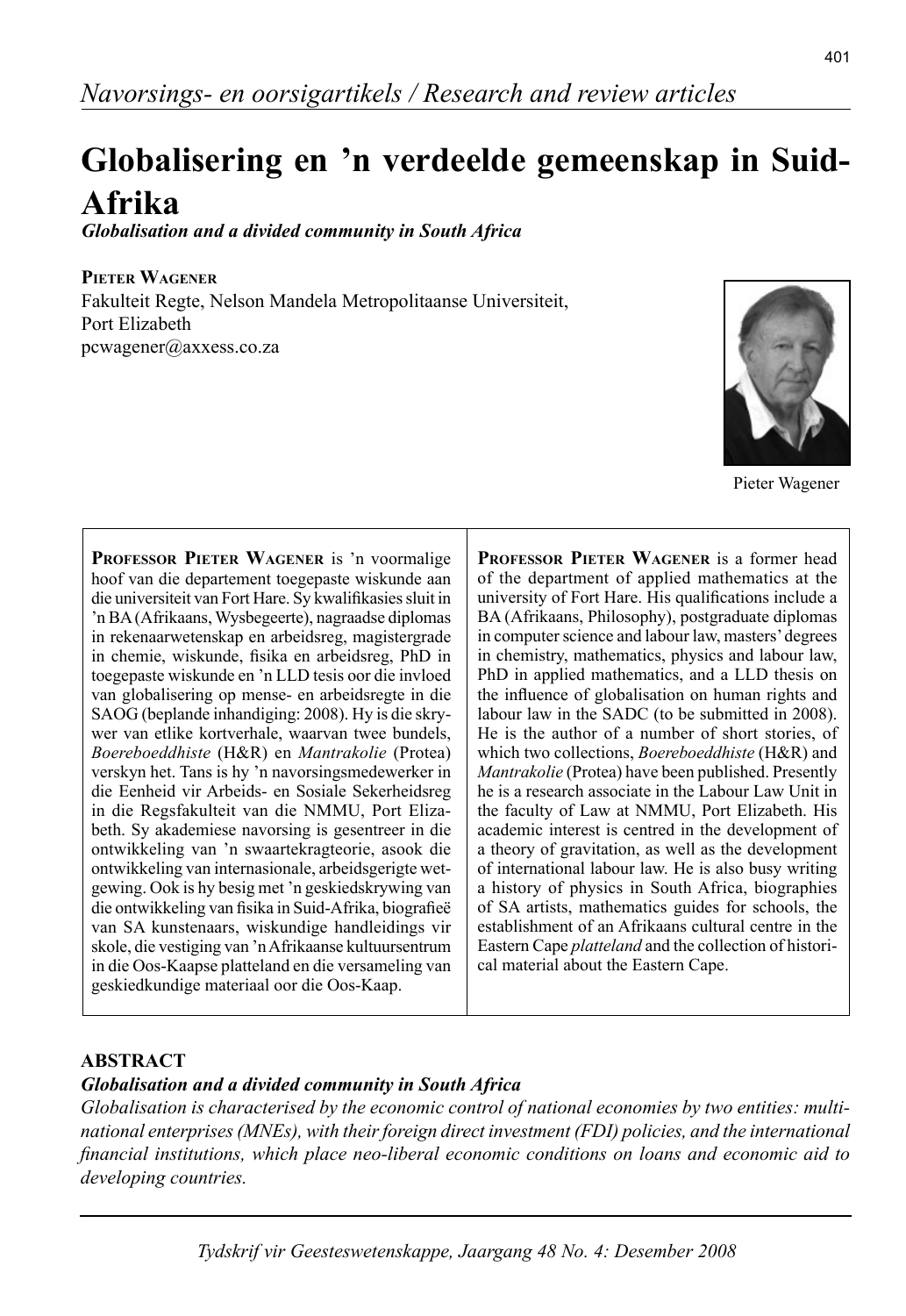*Navorsings- en oorsigartikels / Research and review articles*

# Globalisering en 'n verdeelde gemeenskap in Suid-Afrika

***Globalisation and a divided community in South Africa***

**Pieter Wagener**

Fakulteit Regte, Nelson Mandela Metropolitaanse Universiteit, Port Elizabeth
pcwagener@axxess.co.za

Pieter Wagener

**Professor Pieter Wagener** is 'n voormalige hoof van die departement toegepaste wiskunde aan die universiteit van Fort Hare. Sy kwalifikasies sluit in 'n BA (Afrikaans, Wysbegeerte), nagraadse diplomas in rekenaarwetenskap en arbeidsreg, magistergrade in chemie, wiskunde, fisika en arbeidsreg, PhD in toegepaste wiskunde en 'n LLD tesis oor die invloed van globalisering op mense- en arbeidsregte in die SAOG (beplande inhandiging: 2008). Hy is die skrywer van etlike kortverhale, waarvan twee bundels, *Boereboeddhiste* (H&R) en *Mantrakolie* (Protea) verskyn het. Tans is hy 'n navorsingsmedewerker in die Eenheid vir Arbeids- en Sosiale Sekerheidsreg in die Regsfakulteit van die NMMU, Port Elizabeth. Sy akademiese navorsing is gesentreer in die ontwikkeling van 'n swaartekragteorie, asook die ontwikkeling van internasionale, arbeidsgerigte wetgewing. Ook is hy besig met 'n geskiedskrywing van die ontwikkeling van fisika in Suid-Afrika, biografieë van SA kunstenaars, wiskundige handleidings vir skole, die vestiging van 'n Afrikaanse kultuursentrum in die Oos-Kaapse platteland en die versameling van geskiedkundige materiaal oor die Oos-Kaap.

**Professor Pieter Wagener** is a former head of the department of applied mathematics at the university of Fort Hare. His qualifications include a BA (Afrikaans, Philosophy), postgraduate diplomas in computer science and labour law, masters' degrees in chemistry, mathematics, physics and labour law, PhD in applied mathematics, and a LLD thesis on the influence of globalisation on human rights and labour law in the SADC (to be submitted in 2008). He is the author of a number of short stories, of which two collections, *Boereboeddhiste* (H&R) and *Mantrakolie* (Protea) have been published. Presently he is a research associate in the Labour Law Unit in the faculty of Law at NMMU, Port Elizabeth. His academic interest is centred in the development of a theory of gravitation, as well as the development of international labour law. He is also busy writing a history of physics in South Africa, biographies of SA artists, mathematics guides for schools, the establishment of an Afrikaans cultural centre in the Eastern Cape *platteland* and the collection of historical material about the Eastern Cape.

## ABSTRACT

***Globalisation and a divided community in South Africa***

*Globalisation is characterised by the economic control of national economies by two entities: multinational enterprises (MNEs), with their foreign direct investment (FDI) policies, and the international financial institutions, which place neo-liberal economic conditions on loans and economic aid to developing countries.*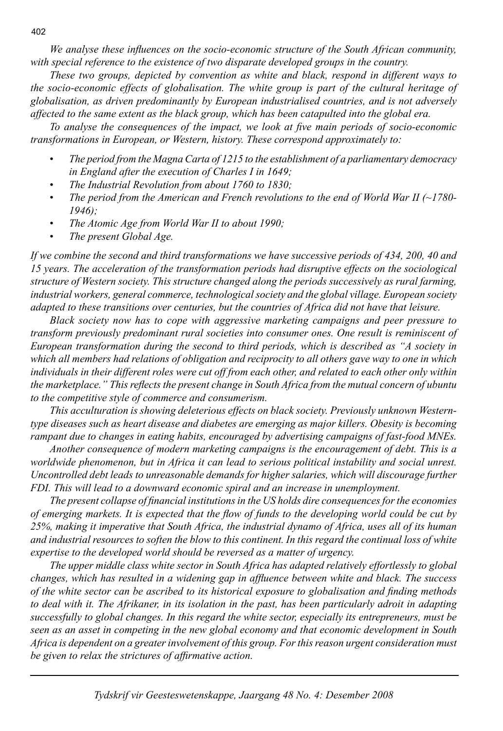*We analyse these influences on the socio-economic structure of the South African community, with special reference to the existence of two disparate developed groups in the country.*

*These two groups, depicted by convention as white and black, respond in different ways to the socio-economic effects of globalisation. The white group is part of the cultural heritage of globalisation, as driven predominantly by European industrialised countries, and is not adversely affected to the same extent as the black group, which has been catapulted into the global era.*

*To analyse the consequences of the impact, we look at five main periods of socio-economic transformations in European, or Western, history. These correspond approximately to:*

- *The period from the Magna Carta of 1215 to the establishment of a parliamentary democracy in England after the execution of Charles I in 1649;*
- *The Industrial Revolution from about 1760 to 1830;*
- *The period from the American and French revolutions to the end of World War II (~1780-1946);*
- *The Atomic Age from World War II to about 1990;*
- *The present Global Age.*

*If we combine the second and third transformations we have successive periods of 434, 200, 40 and 15 years. The acceleration of the transformation periods had disruptive effects on the sociological structure of Western society. This structure changed along the periods successively as rural farming, industrial workers, general commerce, technological society and the global village. European society adapted to these transitions over centuries, but the countries of Africa did not have that leisure.*

*Black society now has to cope with aggressive marketing campaigns and peer pressure to transform previously predominant rural societies into consumer ones. One result is reminiscent of European transformation during the second to third periods, which is described as "A society in which all members had relations of obligation and reciprocity to all others gave way to one in which individuals in their different roles were cut off from each other, and related to each other only within the marketplace." This reflects the present change in South Africa from the mutual concern of ubuntu to the competitive style of commerce and consumerism.*

*This acculturation is showing deleterious effects on black society. Previously unknown Western-type diseases such as heart disease and diabetes are emerging as major killers. Obesity is becoming rampant due to changes in eating habits, encouraged by advertising campaigns of fast-food MNEs.*

*Another consequence of modern marketing campaigns is the encouragement of debt. This is a worldwide phenomenon, but in Africa it can lead to serious political instability and social unrest. Uncontrolled debt leads to unreasonable demands for higher salaries, which will discourage further FDI. This will lead to a downward economic spiral and an increase in unemployment.*

*The present collapse of financial institutions in the US holds dire consequences for the economies of emerging markets. It is expected that the flow of funds to the developing world could be cut by 25%, making it imperative that South Africa, the industrial dynamo of Africa, uses all of its human and industrial resources to soften the blow to this continent. In this regard the continual loss of white expertise to the developed world should be reversed as a matter of urgency.*

*The upper middle class white sector in South Africa has adapted relatively effortlessly to global changes, which has resulted in a widening gap in affluence between white and black. The success of the white sector can be ascribed to its historical exposure to globalisation and finding methods to deal with it. The Afrikaner, in its isolation in the past, has been particularly adroit in adapting successfully to global changes. In this regard the white sector, especially its entrepreneurs, must be seen as an asset in competing in the new global economy and that economic development in South Africa is dependent on a greater involvement of this group. For this reason urgent consideration must be given to relax the strictures of affirmative action.*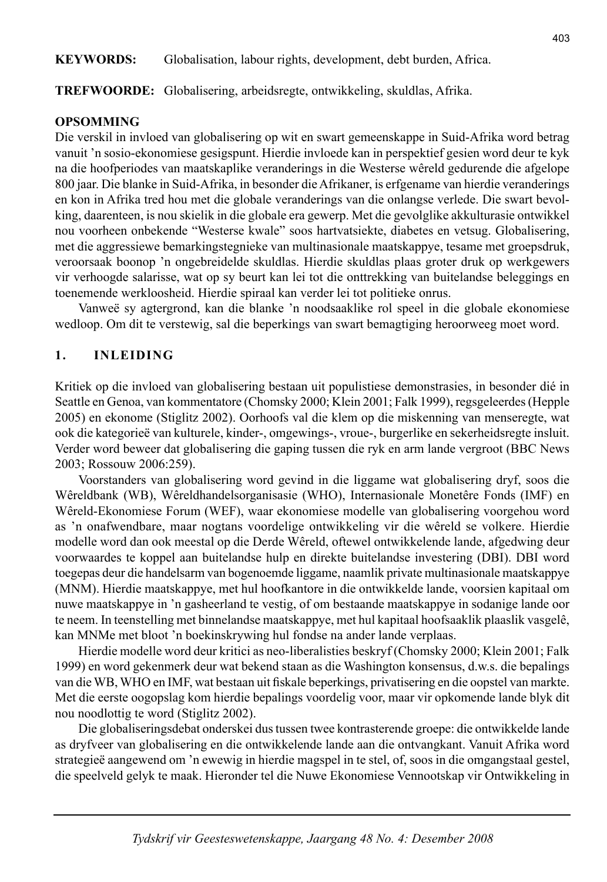**KEYWORDS:** Globalisation, labour rights, development, debt burden, Africa.

**TREFWOORDE:** Globalisering, arbeidsregte, ontwikkeling, skuldlas, Afrika.

**OPSOMMING**

Die verskil in invloed van globalisering op wit en swart gemeenskappe in Suid-Afrika word betrag vanuit 'n sosio-ekonomiese gesigspunt. Hierdie invloede kan in perspektief gesien word deur te kyk na die hoofperiodes van maatskaplike veranderings in die Westerse wêreld gedurende die afgelope 800 jaar. Die blankes in Suid-Afrika, in besonder die Afrikaner, is erfgename van hierdie veranderings en kon in Afrika tred hou met die globale veranderings van die onlangse verlede. Die swart bevolking, daarenteen, is nou skielik in die globale era gewerp. Met die gevolglike akkulturasie ontwikkel nou voorheen onbekende "Westerse kwale" soos hartvatsiekte, diabetes en vetsug. Globalisering, met die aggressiewe bemarkingstegnieke van multinasionale maatskappye, tesame met groepsdruk, veroorsaak boonop 'n ongebreidelde skuldlas. Hierdie skuldlas plaas groter druk op werkgewers vir verhoogde salarisse, wat op sy beurt kan lei tot die onttrekking van buitelandse beleggings en toenemende werkloosheid. Hierdie spiraal kan verder lei tot politieke onrus.

Vanweë sy agtergrond, kan die blanke 'n noodsaaklike rol speel in die globale ekonomiese wedloop. Om dit te verstewig, sal die beperkings van swart bemagtiging heroorweeg moet word.

## 1. INLEIDING

Kritiek op die invloed van globalisering bestaan uit populistiese demonstrasies, in besonder dié in Seattle en Genoa, van kommentatore (Chomsky 2000; Klein 2001; Falk 1999), regsgeleerdes (Hepple 2005) en ekonome (Stiglitz 2002). Oorhoofs val die klem op die miskenning van menseregte, wat ook die kategorieë van kulturele, kinder-, omgewings-, vroue-, burgerlike en sekerheidsregte insluit. Verder word beweer dat globalisering die gaping tussen die ryk en arm lande vergroot (BBC News 2003; Rossouw 2006:259).

Voorstanders van globalisering word gevind in die liggame wat globalisering dryf, soos die Wêreldbank (WB), Wêreldhandelsorganisasie (WHO), Internasionale Monetêre Fonds (IMF) en Wêreld-Ekonomiese Forum (WEF), waar ekonomiese modelle van globalisering voorgehou word as 'n onafwendbare, maar nogtans voordelige ontwikkeling vir die wêreld se volkere. Hierdie modelle word dan ook meestal op die Derde Wêreld, oftewel ontwikkelende lande, afgedwing deur voorwaardes te koppel aan buitelandse hulp en direkte buitelandse investering (DBI). DBI word toegepas deur die handelsarm van bogenoemde liggame, naamlik private multinasionale maatskappye (MNM). Hierdie maatskappye, met hul hoofkantore in die ontwikkelde lande, voorsien kapitaal om nuwe maatskappye in 'n gasheerland te vestig, of om bestaande maatskappye in sodanige lande oor te neem. In teenstelling met binnelandse maatskappye, met hul kapitaal hoofsaaklik plaaslik vasgelê, kan MNMe met bloot 'n boekinskrywing hul fondse na ander lande verplaas.

Hierdie modelle word deur kritici as neo-liberalisties beskryf (Chomsky 2000; Klein 2001; Falk 1999) en word gekenmerk deur wat bekend staan as die Washington konsensus, d.w.s. die bepalings van die WB, WHO en IMF, wat bestaan uit fiskale beperkings, privatisering en die oopstel van markte. Met die eerste oogopslag kom hierdie bepalings voordelig voor, maar vir opkomende lande blyk dit nou noodlottig te word (Stiglitz 2002).

Die globaliseringsdebat onderskei dus tussen twee kontrasterende groepe: die ontwikkelde lande as dryfveer van globalisering en die ontwikkelende lande aan die ontvangkant. Vanuit Afrika word strategieë aangewend om 'n ewewig in hierdie magspel in te stel, of, soos in die omgangstaal gestel, die speelveld gelyk te maak. Hieronder tel die Nuwe Ekonomiese Vennootskap vir Ontwikkeling in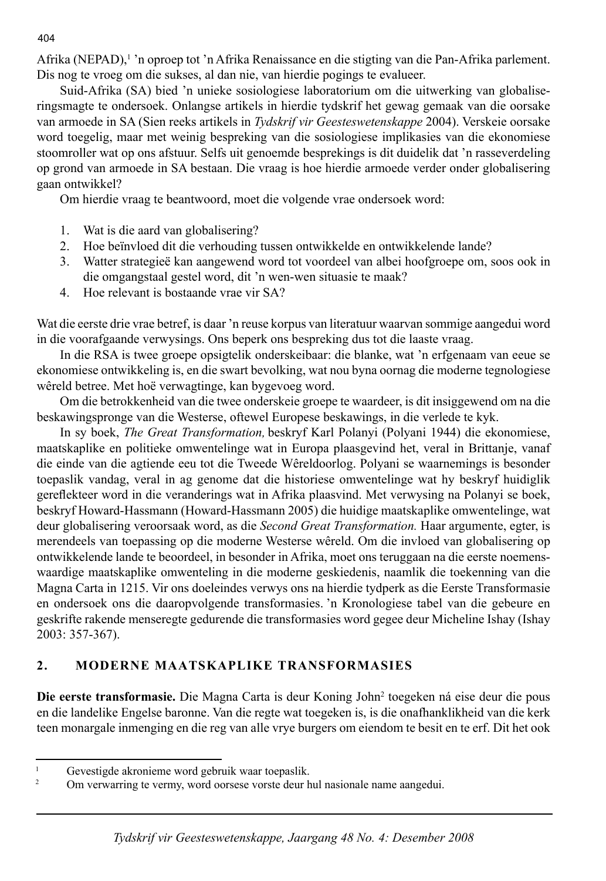Afrika (NEPAD),[1] 'n oproep tot 'n Afrika Renaissance en die stigting van die Pan-Afrika parlement. Dis nog te vroeg om die sukses, al dan nie, van hierdie pogings te evalueer.

Suid-Afrika (SA) bied 'n unieke sosiologiese laboratorium om die uitwerking van globaliseringsmagte te ondersoek. Onlangse artikels in hierdie tydskrif het gewag gemaak van die oorsake van armoede in SA (Sien reeks artikels in *Tydskrif vir Geesteswetenskappe* 2004). Verskeie oorsake word toegelig, maar met weinig bespreking van die sosiologiese implikasies van die ekonomiese stoomroller wat op ons afstuur. Selfs uit genoemde besprekings is dit duidelik dat 'n rasseverdeling op grond van armoede in SA bestaan. Die vraag is hoe hierdie armoede verder onder globalisering gaan ontwikkel?

Om hierdie vraag te beantwoord, moet die volgende vrae ondersoek word:

1. Wat is die aard van globalisering?
2. Hoe beïnvloed dit die verhouding tussen ontwikkelde en ontwikkelende lande?
3. Watter strategieë kan aangewend word tot voordeel van albei hoofgroepe om, soos ook in die omgangstaal gestel word, dit 'n wen-wen situasie te maak?
4. Hoe relevant is bostaande vrae vir SA?

Wat die eerste drie vrae betref, is daar 'n reuse korpus van literatuur waarvan sommige aangedui word in die voorafgaande verwysings. Ons beperk ons bespreking dus tot die laaste vraag.

In die RSA is twee groepe opsigtelik onderskeibaar: die blanke, wat 'n erfgenaam van eeue se ekonomiese ontwikkeling is, en die swart bevolking, wat nou byna oornag die moderne tegnologiese wêreld betree. Met hoë verwagtinge, kan bygevoeg word.

Om die betrokkenheid van die twee onderskeie groepe te waardeer, is dit insiggewend om na die beskawingspronge van die Westerse, oftewel Europese beskawings, in die verlede te kyk.

In sy boek, *The Great Transformation,* beskryf Karl Polanyi (Polyani 1944) die ekonomiese, maatskaplike en politieke omwentelinge wat in Europa plaasgevind het, veral in Brittanje, vanaf die einde van die agtiende eeu tot die Tweede Wêreldoorlog. Polyani se waarnemings is besonder toepaslik vandag, veral in ag genome dat die historiese omwentelinge wat hy beskryf huidiglik gereflekteer word in die veranderings wat in Afrika plaasvind. Met verwysing na Polanyi se boek, beskryf Howard-Hassmann (Howard-Hassmann 2005) die huidige maatskaplike omwentelinge, wat deur globalisering veroorsaak word, as die *Second Great Transformation.* Haar argumente, egter, is merendeels van toepassing op die moderne Westerse wêreld. Om die invloed van globalisering op ontwikkelende lande te beoordeel, in besonder in Afrika, moet ons teruggaan na die eerste noemenswaardige maatskaplike omwenteling in die moderne geskiedenis, naamlik die toekenning van die Magna Carta in 1215. Vir ons doeleindes verwys ons na hierdie tydperk as die Eerste Transformasie en ondersoek ons die daaropvolgende transformasies. 'n Kronologiese tabel van die gebeure en geskrifte rakende menseregte gedurende die transformasies word gegee deur Micheline Ishay (Ishay 2003: 357-367).

## 2. MODERNE MAATSKAPLIKE TRANSFORMASIES

**Die eerste transformasie.** Die Magna Carta is deur Koning John[2] toegeken ná eise deur die pous en die landelike Engelse baronne. Van die regte wat toegeken is, is die onafhanklikheid van die kerk teen monargale inmenging en die reg van alle vrye burgers om eiendom te besit en te erf. Dit het ook

---

[1] Gevestigde akronieme word gebruik waar toepaslik.

[2] Om verwarring te vermy, word oorsese vorste deur hul nasionale name aangedui.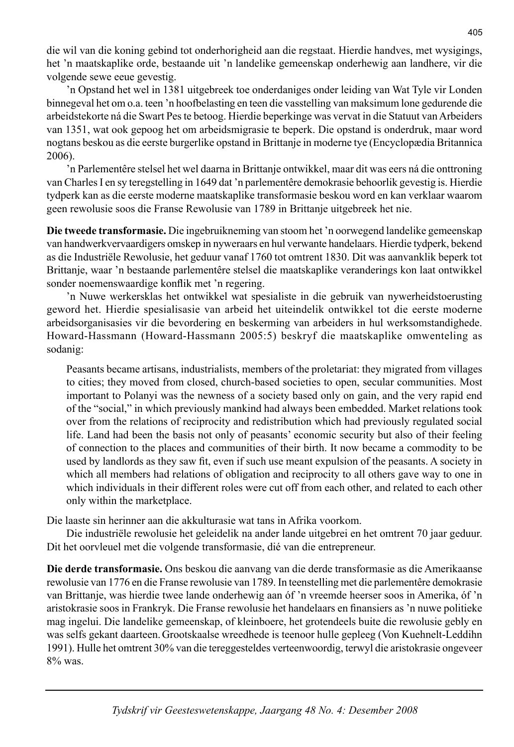die wil van die koning gebind tot onderhorigheid aan die regstaat. Hierdie handves, met wysigings, het 'n maatskaplike orde, bestaande uit 'n landelike gemeenskap onderhewig aan landhere, vir die volgende sewe eeue gevestig.

'n Opstand het wel in 1381 uitgebreek toe onderdaniges onder leiding van Wat Tyle vir Londen binnegeval het om o.a. teen 'n hoofbelasting en teen die vasstelling van maksimum lone gedurende die arbeidstekorte ná die Swart Pes te betoog. Hierdie beperkinge was vervat in die Statuut van Arbeiders van 1351, wat ook gepoog het om arbeidsmigrasie te beperk. Die opstand is onderdruk, maar word nogtans beskou as die eerste burgerlike opstand in Brittanje in moderne tye (Encyclopædia Britannica 2006).

'n Parlementêre stelsel het wel daarna in Brittanje ontwikkel, maar dit was eers ná die onttroning van Charles I en sy teregstelling in 1649 dat 'n parlementêre demokrasie behoorlik gevestig is. Hierdie tydperk kan as die eerste moderne maatskaplike transformasie beskou word en kan verklaar waarom geen rewolusie soos die Franse Rewolusie van 1789 in Brittanje uitgebreek het nie.

**Die tweede transformasie.** Die ingebruikneming van stoom het 'n oorwegend landelike gemeenskap van handwerkvervaardigers omskep in nyweraars en hul verwante handelaars. Hierdie tydperk, bekend as die Industriële Rewolusie, het geduur vanaf 1760 tot omtrent 1830. Dit was aanvanklik beperk tot Brittanje, waar 'n bestaande parlementêre stelsel die maatskaplike veranderings kon laat ontwikkel sonder noemenswaardige konflik met 'n regering.

'n Nuwe werkersklas het ontwikkel wat spesialiste in die gebruik van nywerheidstoerusting geword het. Hierdie spesialisasie van arbeid het uiteindelik ontwikkel tot die eerste moderne arbeidsorganisasies vir die bevordering en beskerming van arbeiders in hul werksomstandighede. Howard-Hassmann (Howard-Hassmann 2005:5) beskryf die maatskaplike omwenteling as sodanig:

> Peasants became artisans, industrialists, members of the proletariat: they migrated from villages to cities; they moved from closed, church-based societies to open, secular communities. Most important to Polanyi was the newness of a society based only on gain, and the very rapid end of the "social," in which previously mankind had always been embedded. Market relations took over from the relations of reciprocity and redistribution which had previously regulated social life. Land had been the basis not only of peasants' economic security but also of their feeling of connection to the places and communities of their birth. It now became a commodity to be used by landlords as they saw fit, even if such use meant expulsion of the peasants. A society in which all members had relations of obligation and reciprocity to all others gave way to one in which individuals in their different roles were cut off from each other, and related to each other only within the marketplace.

Die laaste sin herinner aan die akkulturasie wat tans in Afrika voorkom.

Die industriële rewolusie het geleidelik na ander lande uitgebrei en het omtrent 70 jaar geduur. Dit het oorvleuel met die volgende transformasie, dié van die entrepreneur.

**Die derde transformasie.** Ons beskou die aanvang van die derde transformasie as die Amerikaanse rewolusie van 1776 en die Franse rewolusie van 1789. In teenstelling met die parlementêre demokrasie van Brittanje, was hierdie twee lande onderhewig aan óf 'n vreemde heerser soos in Amerika, óf 'n aristokrasie soos in Frankryk. Die Franse rewolusie het handelaars en finansiers as 'n nuwe politieke mag ingelui. Die landelike gemeenskap, of kleinboere, het grotendeels buite die rewolusie gebly en was selfs gekant daarteen. Grootskaalse wreedhede is teenoor hulle gepleeg (Von Kuehnelt-Leddihn 1991). Hulle het omtrent 30% van die tereggesteldes verteenwoordig, terwyl die aristokrasie ongeveer 8% was.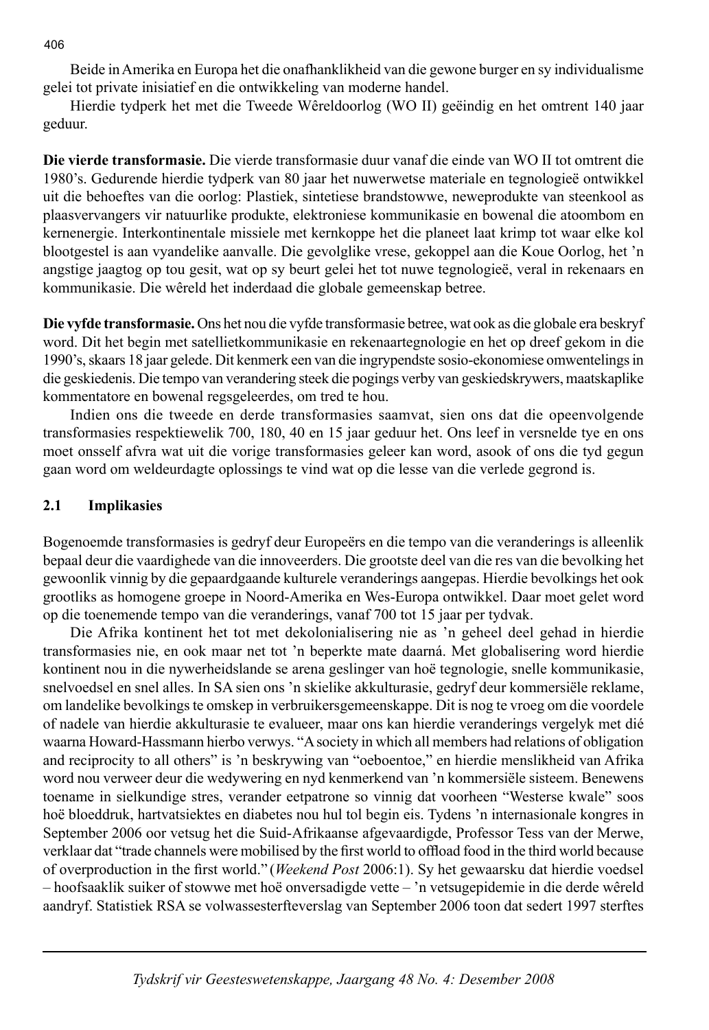Beide in Amerika en Europa het die onafhanklikheid van die gewone burger en sy individualisme gelei tot private inisiatief en die ontwikkeling van moderne handel.

Hierdie tydperk het met die Tweede Wêreldoorlog (WO II) geëindig en het omtrent 140 jaar geduur.

**Die vierde transformasie.** Die vierde transformasie duur vanaf die einde van WO II tot omtrent die 1980's. Gedurende hierdie tydperk van 80 jaar het nuwerwetse materiale en tegnologieë ontwikkel uit die behoeftes van die oorlog: Plastiek, sintetiese brandstowwe, neweprodukte van steenkool as plaasvervangers vir natuurlike produkte, elektroniese kommunikasie en bowenal die atoombom en kernenergie. Interkontinentale missiele met kernkoppe het die planeet laat krimp tot waar elke kol blootgestel is aan vyandelike aanvalle. Die gevolglike vrese, gekoppel aan die Koue Oorlog, het 'n angstige jaagtog op tou gesit, wat op sy beurt gelei het tot nuwe tegnologieë, veral in rekenaars en kommunikasie. Die wêreld het inderdaad die globale gemeenskap betree.

**Die vyfde transformasie.** Ons het nou die vyfde transformasie betree, wat ook as die globale era beskryf word. Dit het begin met satellietkommunikasie en rekenaartegnologie en het op dreef gekom in die 1990's, skaars 18 jaar gelede. Dit kenmerk een van die ingrypendste sosio-ekonomiese omwentelings in die geskiedenis. Die tempo van verandering steek die pogings verby van geskiedskrywers, maatskaplike kommentatore en bowenal regsgeleerdes, om tred te hou.

Indien ons die tweede en derde transformasies saamvat, sien ons dat die opeenvolgende transformasies respektiewelik 700, 180, 40 en 15 jaar geduur het. Ons leef in versnelde tye en ons moet onsself afvra wat uit die vorige transformasies geleer kan word, asook of ons die tyd gegun gaan word om weldeurdagte oplossings te vind wat op die lesse van die verlede gegrond is.

## 2.1 Implikasies

Bogenoemde transformasies is gedryf deur Europeërs en die tempo van die veranderings is alleenlik bepaal deur die vaardighede van die innoveerders. Die grootste deel van die res van die bevolking het gewoonlik vinnig by die gepaardgaande kulturele veranderings aangepas. Hierdie bevolkings het ook grootliks as homogene groepe in Noord-Amerika en Wes-Europa ontwikkel. Daar moet gelet word op die toenemende tempo van die veranderings, vanaf 700 tot 15 jaar per tydvak.

Die Afrika kontinent het tot met dekolonialisering nie as 'n geheel deel gehad in hierdie transformasies nie, en ook maar net tot 'n beperkte mate daarná. Met globalisering word hierdie kontinent nou in die nywerheidslande se arena geslinger van hoë tegnologie, snelle kommunikasie, snelvoedsel en snel alles. In SA sien ons 'n skielike akkulturasie, gedryf deur kommersiële reklame, om landelike bevolkings te omskep in verbruikersgemeenskappe. Dit is nog te vroeg om die voordele of nadele van hierdie akkulturasie te evalueer, maar ons kan hierdie veranderings vergelyk met dié waarna Howard-Hassmann hierbo verwys. "A society in which all members had relations of obligation and reciprocity to all others" is 'n beskrywing van "oeboentoe," en hierdie menslikheid van Afrika word nou verweer deur die wedywering en nyd kenmerkend van 'n kommersiële sisteem. Benewens toename in sielkundige stres, verander eetpatrone so vinnig dat voorheen "Westerse kwale" soos hoë bloeddruk, hartvatsiektes en diabetes nou hul tol begin eis. Tydens 'n internasionale kongres in September 2006 oor vetsug het die Suid-Afrikaanse afgevaardigde, Professor Tess van der Merwe, verklaar dat "trade channels were mobilised by the first world to offload food in the third world because of overproduction in the first world." (*Weekend Post* 2006:1). Sy het gewaarsku dat hierdie voedsel – hoofsaaklik suiker of stowwe met hoë onversadigde vette – 'n vetsugepidemie in die derde wêreld aandryf. Statistiek RSA se volwassesterfteverslag van September 2006 toon dat sedert 1997 sterftes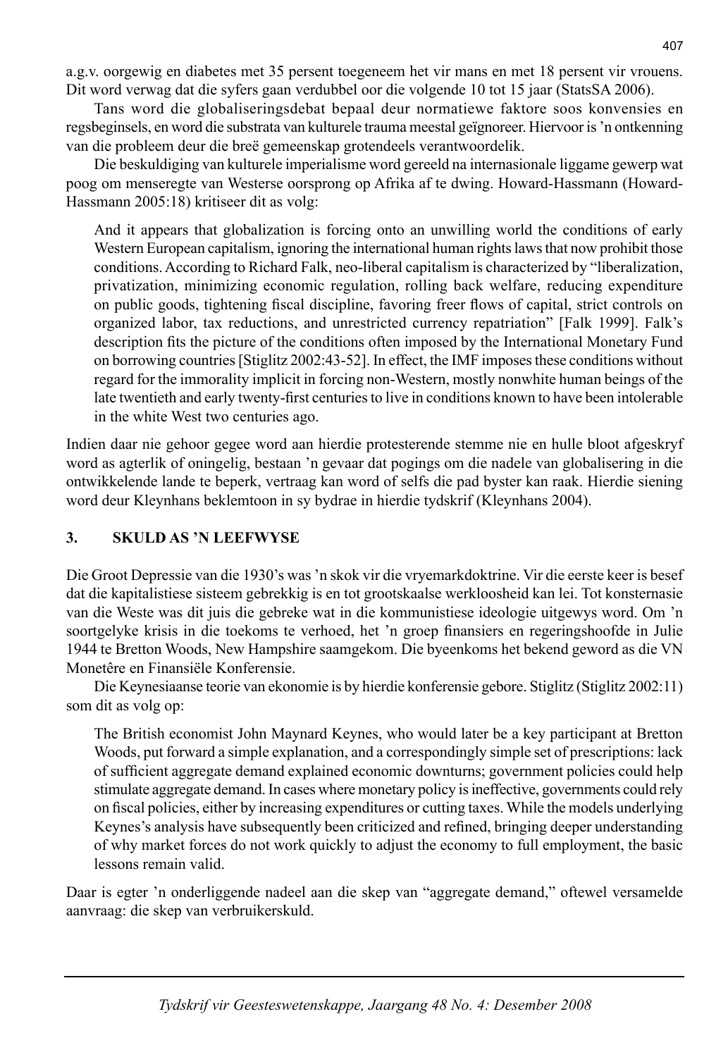a.g.v. oorgewig en diabetes met 35 persent toegeneem het vir mans en met 18 persent vir vrouens. Dit word verwag dat die syfers gaan verdubbel oor die volgende 10 tot 15 jaar (StatsSA 2006).

Tans word die globaliseringsdebat bepaal deur normatiewe faktore soos konvensies en regsbeginsels, en word die substrata van kulturele trauma meestal geïgnoreer. Hiervoor is 'n ontkenning van die probleem deur die breë gemeenskap grotendeels verantwoordelik.

Die beskuldiging van kulturele imperialisme word gereeld na internasionale liggame gewerp wat poog om menseregte van Westerse oorsprong op Afrika af te dwing. Howard-Hassmann (Howard-Hassmann 2005:18) kritiseer dit as volg:

> And it appears that globalization is forcing onto an unwilling world the conditions of early Western European capitalism, ignoring the international human rights laws that now prohibit those conditions. According to Richard Falk, neo-liberal capitalism is characterized by "liberalization, privatization, minimizing economic regulation, rolling back welfare, reducing expenditure on public goods, tightening fiscal discipline, favoring freer flows of capital, strict controls on organized labor, tax reductions, and unrestricted currency repatriation" [Falk 1999]. Falk's description fits the picture of the conditions often imposed by the International Monetary Fund on borrowing countries [Stiglitz 2002:43-52]. In effect, the IMF imposes these conditions without regard for the immorality implicit in forcing non-Western, mostly nonwhite human beings of the late twentieth and early twenty-first centuries to live in conditions known to have been intolerable in the white West two centuries ago.

Indien daar nie gehoor gegee word aan hierdie protesterende stemme nie en hulle bloot afgeskryf word as agterlik of oningelig, bestaan 'n gevaar dat pogings om die nadele van globalisering in die ontwikkelende lande te beperk, vertraag kan word of selfs die pad byster kan raak. Hierdie siening word deur Kleynhans beklemtoon in sy bydrae in hierdie tydskrif (Kleynhans 2004).

## 3. SKULD AS 'N LEEFWYSE

Die Groot Depressie van die 1930's was 'n skok vir die vryemarkdoktrine. Vir die eerste keer is besef dat die kapitalistiese sisteem gebrekkig is en tot grootskaalse werkloosheid kan lei. Tot konsternasie van die Weste was dit juis die gebreke wat in die kommunistiese ideologie uitgewys word. Om 'n soortgelyke krisis in die toekoms te verhoed, het 'n groep finansiers en regeringshoofde in Julie 1944 te Bretton Woods, New Hampshire saamgekom. Die byeenkoms het bekend geword as die VN Monetêre en Finansiële Konferensie.

Die Keynesiaanse teorie van ekonomie is by hierdie konferensie gebore. Stiglitz (Stiglitz 2002:11) som dit as volg op:

> The British economist John Maynard Keynes, who would later be a key participant at Bretton Woods, put forward a simple explanation, and a correspondingly simple set of prescriptions: lack of sufficient aggregate demand explained economic downturns; government policies could help stimulate aggregate demand. In cases where monetary policy is ineffective, governments could rely on fiscal policies, either by increasing expenditures or cutting taxes. While the models underlying Keynes's analysis have subsequently been criticized and refined, bringing deeper understanding of why market forces do not work quickly to adjust the economy to full employment, the basic lessons remain valid.

Daar is egter 'n onderliggende nadeel aan die skep van "aggregate demand," oftewel versamelde aanvraag: die skep van verbruikerskuld.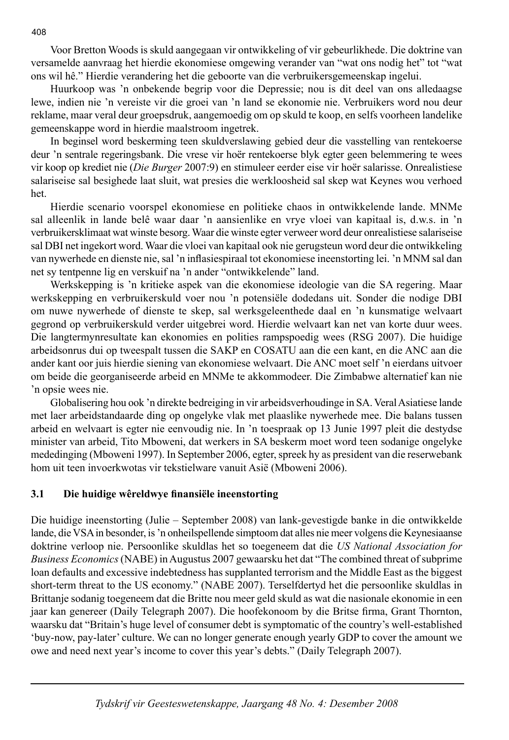Voor Bretton Woods is skuld aangegaan vir ontwikkeling of vir gebeurlikhede. Die doktrine van versamelde aanvraag het hierdie ekonomiese omgewing verander van "wat ons nodig het" tot "wat ons wil hê." Hierdie verandering het die geboorte van die verbruikersgemeenskap ingelui.

Huurkoop was 'n onbekende begrip voor die Depressie; nou is dit deel van ons alledaagse lewe, indien nie 'n vereiste vir die groei van 'n land se ekonomie nie. Verbruikers word nou deur reklame, maar veral deur groepsdruk, aangemoedig om op skuld te koop, en selfs voorheen landelike gemeenskappe word in hierdie maalstroom ingetrek.

In beginsel word beskerming teen skuldverslawing gebied deur die vasstelling van rentekoerse deur 'n sentrale regeringsbank. Die vrese vir hoër rentekoerse blyk egter geen belemmering te wees vir koop op krediet nie (*Die Burger* 2007:9) en stimuleer eerder eise vir hoër salarisse. Onrealistiese salariseise sal besighede laat sluit, wat presies die werkloosheid sal skep wat Keynes wou verhoed het.

Hierdie scenario voorspel ekonomiese en politieke chaos in ontwikkelende lande. MNMe sal alleenlik in lande belê waar daar 'n aansienlike en vrye vloei van kapitaal is, d.w.s. in 'n verbruikersklimaat wat winste besorg. Waar die winste egter verweer word deur onrealistiese salariseise sal DBI net ingekort word. Waar die vloei van kapitaal ook nie gerugsteun word deur die ontwikkeling van nywerhede en dienste nie, sal 'n inflasiespiraal tot ekonomiese ineenstorting lei. 'n MNM sal dan net sy tentpenne lig en verskuif na 'n ander "ontwikkelende" land.

Werkskepping is 'n kritieke aspek van die ekonomiese ideologie van die SA regering. Maar werkskepping en verbruikerskuld voer nou 'n potensiële dodedans uit. Sonder die nodige DBI om nuwe nywerhede of dienste te skep, sal werksgeleenthede daal en 'n kunsmatige welvaart gegrond op verbruikerskuld verder uitgebrei word. Hierdie welvaart kan net van korte duur wees. Die langtermynresultate kan ekonomies en polities rampspoedig wees (RSG 2007). Die huidige arbeidsonrus dui op tweespalt tussen die SAKP en COSATU aan die een kant, en die ANC aan die ander kant oor juis hierdie siening van ekonomiese welvaart. Die ANC moet self 'n eierdans uitvoer om beide die georganiseerde arbeid en MNMe te akkommodeer. Die Zimbabwe alternatief kan nie 'n opsie wees nie.

Globalisering hou ook 'n direkte bedreiging in vir arbeidsverhoudinge in SA. Veral Asiatiese lande met laer arbeidstandaarde ding op ongelyke vlak met plaaslike nywerhede mee. Die balans tussen arbeid en welvaart is egter nie eenvoudig nie. In 'n toespraak op 13 Junie 1997 pleit die destydse minister van arbeid, Tito Mboweni, dat werkers in SA beskerm moet word teen sodanige ongelyke mededinging (Mboweni 1997). In September 2006, egter, spreek hy as president van die reserwebank hom uit teen invoerkwotas vir tekstielware vanuit Asië (Mboweni 2006).

### 3.1 Die huidige wêreldwye finansiële ineenstorting

Die huidige ineenstorting (Julie – September 2008) van lank-gevestigde banke in die ontwikkelde lande, die VSA in besonder, is 'n onheilspellende simptoom dat alles nie meer volgens die Keynesiaanse doktrine verloop nie. Persoonlike skuldlas het so toegeneem dat die *US National Association for Business Economics* (NABE) in Augustus 2007 gewaarsku het dat "The combined threat of subprime loan defaults and excessive indebtedness has supplanted terrorism and the Middle East as the biggest short-term threat to the US economy." (NABE 2007). Terselfdertyd het die persoonlike skuldlas in Brittanje sodanig toegeneem dat die Britte nou meer geld skuld as wat die nasionale ekonomie in een jaar kan genereer (Daily Telegraph 2007). Die hoofekonoom by die Britse firma, Grant Thornton, waarsku dat "Britain's huge level of consumer debt is symptomatic of the country's well-established 'buy-now, pay-later' culture. We can no longer generate enough yearly GDP to cover the amount we owe and need next year's income to cover this year's debts." (Daily Telegraph 2007).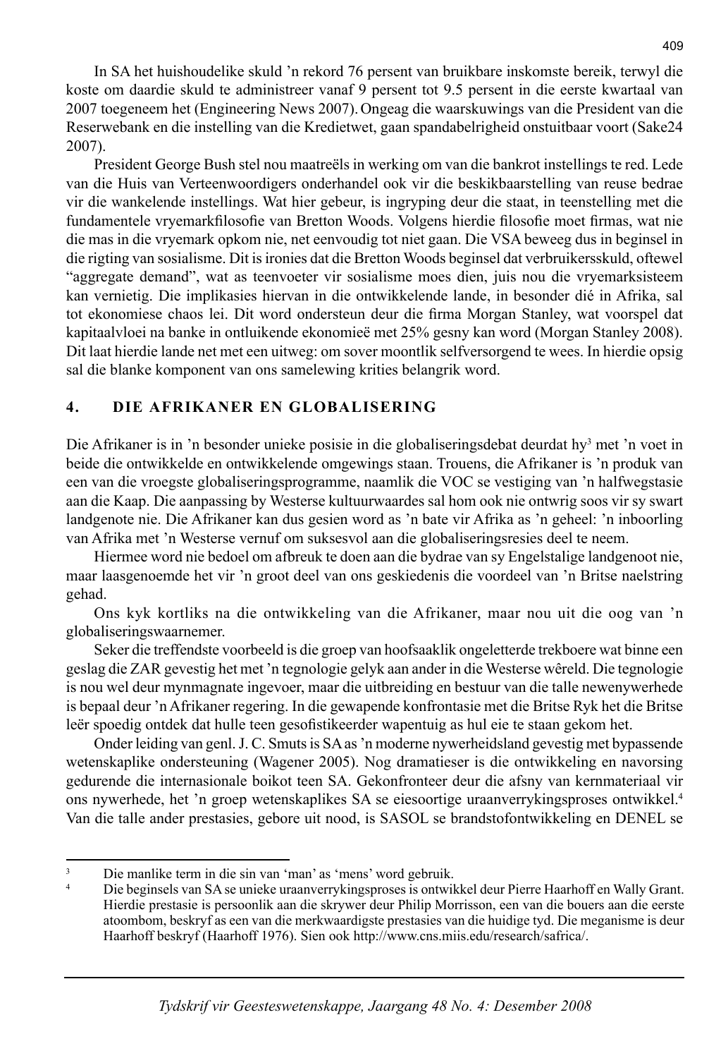In SA het huishoudelike skuld ’n rekord 76 persent van bruikbare inskomste bereik, terwyl die koste om daardie skuld te administreer vanaf 9 persent tot 9.5 persent in die eerste kwartaal van 2007 toegeneem het (Engineering News 2007). Ongeag die waarskuwings van die President van die Reserwebank en die instelling van die Kredietwet, gaan spandabelrigheid onstuitbaar voort (Sake24 2007).

President George Bush stel nou maatreëls in werking om van die bankrot instellings te red. Lede van die Huis van Verteenwoordigers onderhandel ook vir die beskikbaarstelling van reuse bedrae vir die wankelende instellings. Wat hier gebeur, is ingryping deur die staat, in teenstelling met die fundamentele vryemarkfilosofie van Bretton Woods. Volgens hierdie filosofie moet firmas, wat nie die mas in die vryemark opkom nie, net eenvoudig tot niet gaan. Die VSA beweeg dus in beginsel in die rigting van sosialisme. Dit is ironies dat die Bretton Woods beginsel dat verbruikersskuld, oftewel “aggregate demand”, wat as teenvoeter vir sosialisme moes dien, juis nou die vryemarksisteem kan vernietig. Die implikasies hiervan in die ontwikkelende lande, in besonder dié in Afrika, sal tot ekonomiese chaos lei. Dit word ondersteun deur die firma Morgan Stanley, wat voorspel dat kapitaalvloei na banke in ontluikende ekonomieë met 25% gesny kan word (Morgan Stanley 2008). Dit laat hierdie lande net met een uitweg: om sover moontlik selfversorgend te wees. In hierdie opsig sal die blanke komponent van ons samelewing krities belangrik word.

## 4. DIE AFRIKANER EN GLOBALISERING

Die Afrikaner is in ’n besonder unieke posisie in die globaliseringsdebat deurdat hy[3] met ’n voet in beide die ontwikkelde en ontwikkelende omgewings staan. Trouens, die Afrikaner is ’n produk van een van die vroegste globaliseringsprogramme, naamlik die VOC se vestiging van ’n halfwegstasie aan die Kaap. Die aanpassing by Westerse kultuurwaardes sal hom ook nie ontwrig soos vir sy swart landgenote nie. Die Afrikaner kan dus gesien word as ’n bate vir Afrika as ’n geheel: ’n inboorling van Afrika met ’n Westerse vernuf om suksesvol aan die globaliseringsresies deel te neem.

Hiermee word nie bedoel om afbreuk te doen aan die bydrae van sy Engelstalige landgenoot nie, maar laasgenoemde het vir ’n groot deel van ons geskiedenis die voordeel van ’n Britse naelstring gehad.

Ons kyk kortliks na die ontwikkeling van die Afrikaner, maar nou uit die oog van ’n globaliseringswaarnemer.

Seker die treffendste voorbeeld is die groep van hoofsaaklik ongeletterde trekboere wat binne een geslag die ZAR gevestig het met ’n tegnologie gelyk aan ander in die Westerse wêreld. Die tegnologie is nou wel deur mynmagnate ingevoer, maar die uitbreiding en bestuur van die talle newenywerhede is bepaal deur ’n Afrikaner regering. In die gewapende konfrontasie met die Britse Ryk het die Britse leër spoedig ontdek dat hulle teen gesofistikeerder wapentuig as hul eie te staan gekom het.

Onder leiding van genl. J. C. Smuts is SA as ’n moderne nywerheidsland gevestig met bypassende wetenskaplike ondersteuning (Wagener 2005). Nog dramatieser is die ontwikkeling en navorsing gedurende die internasionale boikot teen SA. Gekonfronteer deur die afsny van kernmateriaal vir ons nywerhede, het ’n groep wetenskaplikes SA se eiesoortige uraanverrykingsproses ontwikkel.[4] Van die talle ander prestasies, gebore uit nood, is SASOL se brandstofontwikkeling en DENEL se

---

[3] Die manlike term in die sin van ‘man’ as ‘mens’ word gebruik.

[4] Die beginsels van SA se unieke uraanverrykingsproses is ontwikkel deur Pierre Haarhoff en Wally Grant. Hierdie prestasie is persoonlik aan die skrywer deur Philip Morrisson, een van die bouers aan die eerste atoombom, beskryf as een van die merkwaardigste prestasies van die huidige tyd. Die meganisme is deur Haarhoff beskryf (Haarhoff 1976). Sien ook http://www.cns.miis.edu/research/safrica/.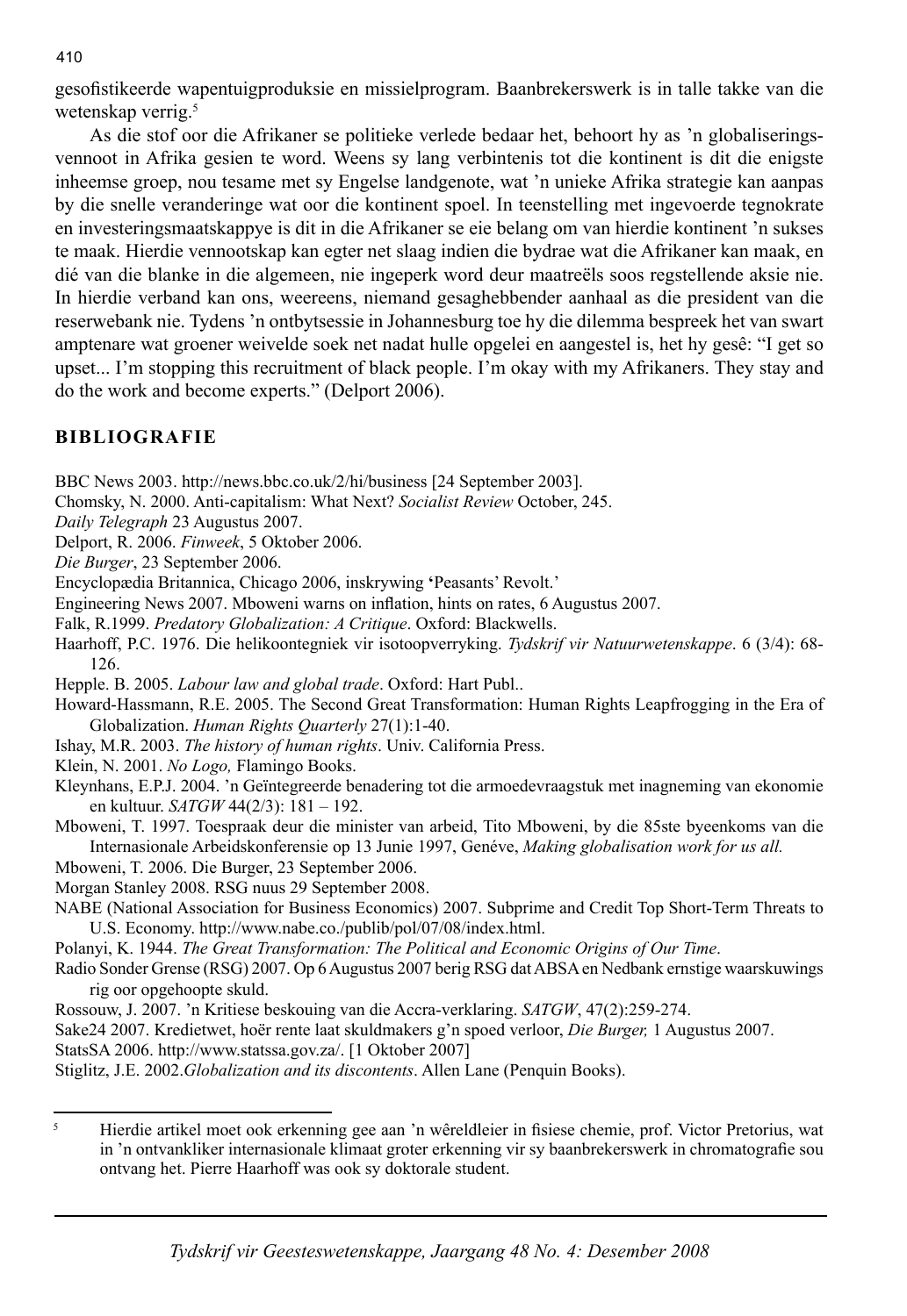gesofistikeerde wapentuigproduksie en missielprogram. Baanbrekerswerk is in talle takke van die wetenskap verrig.[5]

As die stof oor die Afrikaner se politieke verlede bedaar het, behoort hy as 'n globaliseringsvennoot in Afrika gesien te word. Weens sy lang verbintenis tot die kontinent is dit die enigste inheemse groep, nou tesame met sy Engelse landgenote, wat 'n unieke Afrika strategie kan aanpas by die snelle veranderinge wat oor die kontinent spoel. In teenstelling met ingevoerde tegnokrate en investeringsmaatskappye is dit in die Afrikaner se eie belang om van hierdie kontinent 'n sukses te maak. Hierdie vennootskap kan egter net slaag indien die bydrae wat die Afrikaner kan maak, en dié van die blanke in die algemeen, nie ingeperk word deur maatreëls soos regstellende aksie nie. In hierdie verband kan ons, weereens, niemand gesaghebbender aanhaal as die president van die reserwebank nie. Tydens 'n ontbytsessie in Johannesburg toe hy die dilemma bespreek het van swart amptenare wat groener weivelde soek net nadat hulle opgelei en aangestel is, het hy gesê: "I get so upset... I'm stopping this recruitment of black people. I'm okay with my Afrikaners. They stay and do the work and become experts." (Delport 2006).

## BIBLIOGRAFIE

BBC News 2003. http://news.bbc.co.uk/2/hi/business [24 September 2003].

Chomsky, N. 2000. Anti-capitalism: What Next? *Socialist Review* October, 245.

*Daily Telegraph* 23 Augustus 2007.

Delport, R. 2006. *Finweek*, 5 Oktober 2006.

*Die Burger*, 23 September 2006.

Encyclopædia Britannica, Chicago 2006, inskrywing 'Peasants' Revolt.'

Engineering News 2007. Mboweni warns on inflation, hints on rates, 6 Augustus 2007.

Falk, R.1999. *Predatory Globalization: A Critique*. Oxford: Blackwells.

Haarhoff, P.C. 1976. Die helikoontegniek vir isotoopverryking. *Tydskrif vir Natuurwetenskappe*. 6 (3/4): 68-126.

Hepple. B. 2005. *Labour law and global trade*. Oxford: Hart Publ..

Howard-Hassmann, R.E. 2005. The Second Great Transformation: Human Rights Leapfrogging in the Era of Globalization. *Human Rights Quarterly* 27(1):1-40.

Ishay, M.R. 2003. *The history of human rights*. Univ. California Press.

Klein, N. 2001. *No Logo,* Flamingo Books.

Kleynhans, E.P.J. 2004. 'n Geïntegreerde benadering tot die armoedevraagstuk met inagneming van ekonomie en kultuur. *SATGW* 44(2/3): 181 – 192.

Mboweni, T. 1997. Toespraak deur die minister van arbeid, Tito Mboweni, by die 85ste byeenkoms van die Internasionale Arbeidskonferensie op 13 Junie 1997, Genéve, *Making globalisation work for us all.*

Mboweni, T. 2006. Die Burger, 23 September 2006.

Morgan Stanley 2008. RSG nuus 29 September 2008.

NABE (National Association for Business Economics) 2007. Subprime and Credit Top Short-Term Threats to U.S. Economy. http://www.nabe.co./publib/pol/07/08/index.html.

Polanyi, K. 1944. *The Great Transformation: The Political and Economic Origins of Our Time*.

Radio Sonder Grense (RSG) 2007. Op 6 Augustus 2007 berig RSG dat ABSA en Nedbank ernstige waarskuwings rig oor opgehoopte skuld.

Rossouw, J. 2007. 'n Kritiese beskouing van die Accra-verklaring. *SATGW*, 47(2):259-274.

Sake24 2007. Kredietwet, hoër rente laat skuldmakers g'n spoed verloor, *Die Burger,* 1 Augustus 2007.

StatsSA 2006. http://www.statssa.gov.za/. [1 Oktober 2007]

Stiglitz, J.E. 2002.*Globalization and its discontents*. Allen Lane (Penquin Books).

---

[5] Hierdie artikel moet ook erkenning gee aan 'n wêreldleier in fisiese chemie, prof. Victor Pretorius, wat in 'n ontvankliker internasionale klimaat groter erkenning vir sy baanbrekerswerk in chromatografie sou ontvang het. Pierre Haarhoff was ook sy doktorale student.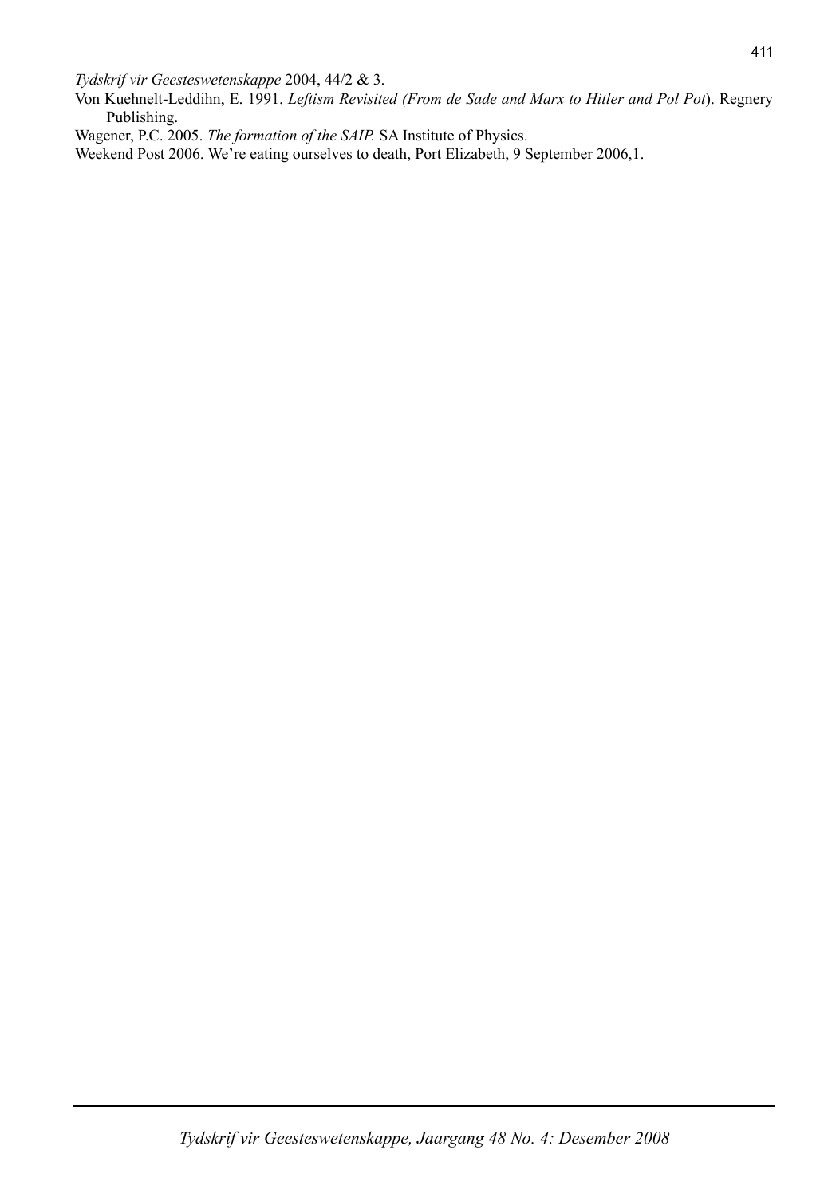*Tydskrif vir Geesteswetenskappe* 2004, 44/2 & 3.

Von Kuehnelt-Leddihn, E. 1991. *Leftism Revisited (From de Sade and Marx to Hitler and Pol Pot*). Regnery Publishing.

Wagener, P.C. 2005. *The formation of the SAIP.* SA Institute of Physics.

Weekend Post 2006. We're eating ourselves to death, Port Elizabeth, 9 September 2006,1.